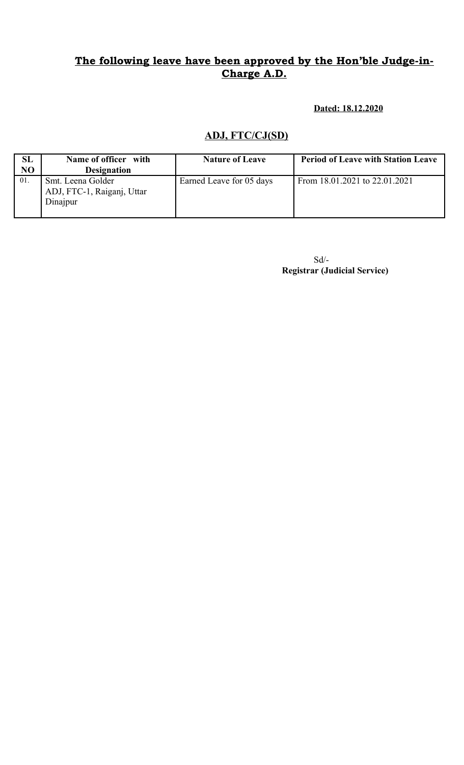## The following leave have been approved by the Hon'ble Judge-in-Charge A.D.

**Dated: 18.12.2020**

### ADJ, FTC/CJ(SD)

| SL NO | Name of officer with Designation | Nature of Leave | Period of Leave with Station Leave |
|---|---|---|---|
| 01. | Smt. Leena Golder ADJ, FTC-1, Raiganj, Uttar Dinajpur | Earned Leave for 05 days | From 18.01.2021 to 22.01.2021 |

Sd/-
**Registrar (Judicial Service)**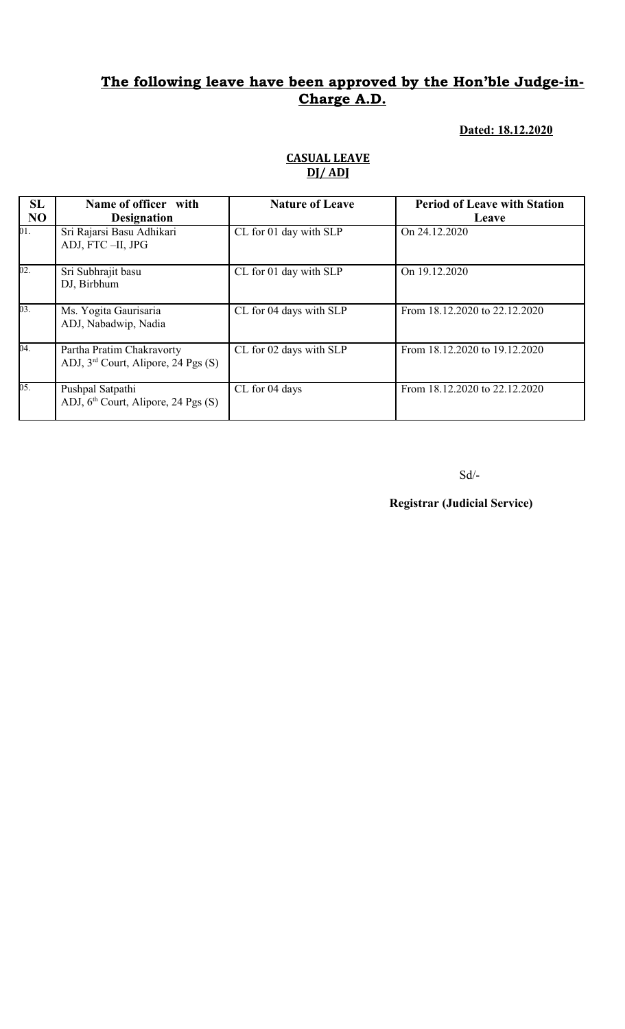## **The following leave have been approved by the Hon'ble Judge-in-Charge A.D.**

**Dated: 18.12.2020**

**CASUAL LEAVE**
**DJ/ ADJ**

| SL NO | Name of officer with Designation | Nature of Leave | Period of Leave with Station Leave |
|---|---|---|---|
| 01. | Sri Rajarsi Basu Adhikari<br>ADJ, FTC –II, JPG | CL for 01 day with SLP | On 24.12.2020 |
| 02. | Sri Subhrajit basu<br>DJ, Birbhum | CL for 01 day with SLP | On 19.12.2020 |
| 03. | Ms. Yogita Gaurisaria<br>ADJ, Nabadwip, Nadia | CL for 04 days with SLP | From 18.12.2020 to 22.12.2020 |
| 04. | Partha Pratim Chakravorty<br>ADJ, 3rd Court, Alipore, 24 Pgs (S) | CL for 02 days with SLP | From 18.12.2020 to 19.12.2020 |
| 05. | Pushpal Satpathi<br>ADJ, 6th Court, Alipore, 24 Pgs (S) | CL for 04 days | From 18.12.2020 to 22.12.2020 |

Sd/-

**Registrar (Judicial Service)**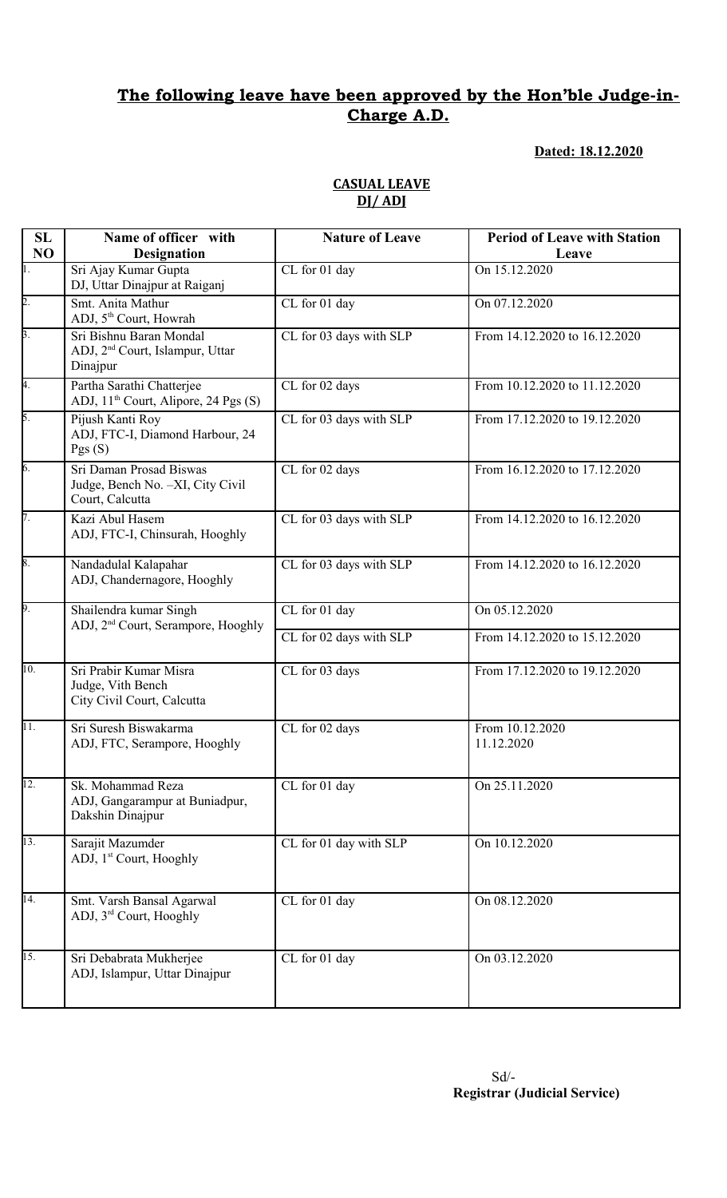## The following leave have been approved by the Hon'ble Judge-in-Charge A.D.

**Dated: 18.12.2020**

**CASUAL LEAVE**
**DJ/ ADJ**

| SL NO | Name of officer with Designation | Nature of Leave | Period of Leave with Station Leave |
|---|---|---|---|
| 1. | Sri Ajay Kumar Gupta<br>DJ, Uttar Dinajpur at Raiganj | CL for 01 day | On 15.12.2020 |
| 2. | Smt. Anita Mathur<br>ADJ, 5th Court, Howrah | CL for 01 day | On 07.12.2020 |
| 3. | Sri Bishnu Baran Mondal<br>ADJ, 2nd Court, Islampur, Uttar Dinajpur | CL for 03 days with SLP | From 14.12.2020 to 16.12.2020 |
| 4. | Partha Sarathi Chatterjee<br>ADJ, 11th Court, Alipore, 24 Pgs (S) | CL for 02 days | From 10.12.2020 to 11.12.2020 |
| 5. | Pijush Kanti Roy<br>ADJ, FTC-I, Diamond Harbour, 24 Pgs (S) | CL for 03 days with SLP | From 17.12.2020 to 19.12.2020 |
| 6. | Sri Daman Prosad Biswas<br>Judge, Bench No. –XI, City Civil Court, Calcutta | CL for 02 days | From 16.12.2020 to 17.12.2020 |
| 7. | Kazi Abul Hasem<br>ADJ, FTC-I, Chinsurah, Hooghly | CL for 03 days with SLP | From 14.12.2020 to 16.12.2020 |
| 8. | Nandadulal Kalapahar<br>ADJ, Chandernagore, Hooghly | CL for 03 days with SLP | From 14.12.2020 to 16.12.2020 |
| 9. | Shailendra kumar Singh<br>ADJ, 2nd Court, Serampore, Hooghly | CL for 01 day | On 05.12.2020 |
| | | CL for 02 days with SLP | From 14.12.2020 to 15.12.2020 |
| 10. | Sri Prabir Kumar Misra<br>Judge, Vith Bench<br>City Civil Court, Calcutta | CL for 03 days | From 17.12.2020 to 19.12.2020 |
| 11. | Sri Suresh Biswakarma<br>ADJ, FTC, Serampore, Hooghly | CL for 02 days | From 10.12.2020<br>11.12.2020 |
| 12. | Sk. Mohammad Reza<br>ADJ, Gangarampur at Buniadpur, Dakshin Dinajpur | CL for 01 day | On 25.11.2020 |
| 13. | Sarajit Mazumder<br>ADJ, 1st Court, Hooghly | CL for 01 day with SLP | On 10.12.2020 |
| 14. | Smt. Varsh Bansal Agarwal<br>ADJ, 3rd Court, Hooghly | CL for 01 day | On 08.12.2020 |
| 15. | Sri Debabrata Mukherjee<br>ADJ, Islampur, Uttar Dinajpur | CL for 01 day | On 03.12.2020 |

Sd/-
**Registrar (Judicial Service)**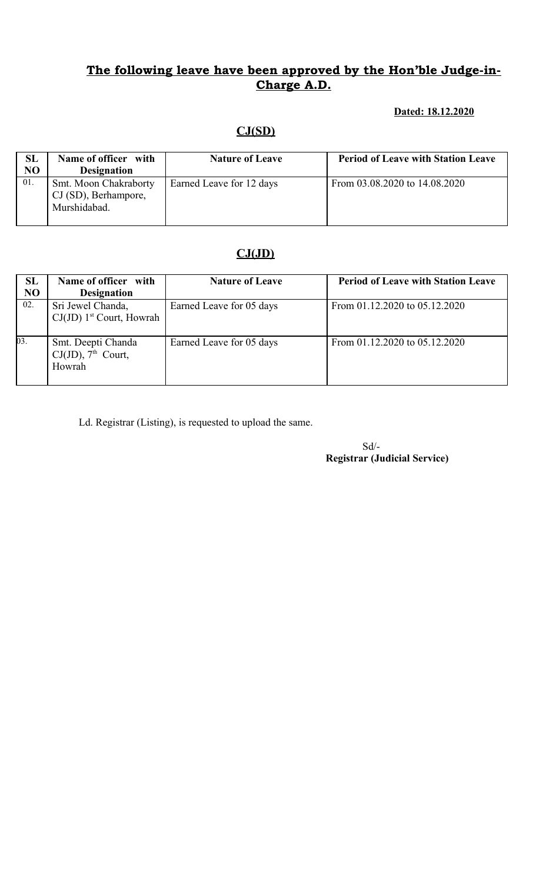## The following leave have been approved by the Hon'ble Judge-in-Charge A.D.

**Dated: 18.12.2020**

## CJ(SD)

| SL NO | Name of officer with Designation | Nature of Leave | Period of Leave with Station Leave |
|---|---|---|---|
| 01. | Smt. Moon Chakraborty CJ (SD), Berhampore, Murshidabad. | Earned Leave for 12 days | From 03.08.2020 to 14.08.2020 |

## CJ(JD)

| SL NO | Name of officer with Designation | Nature of Leave | Period of Leave with Station Leave |
|---|---|---|---|
| 02. | Sri Jewel Chanda, CJ(JD) 1st Court, Howrah | Earned Leave for 05 days | From 01.12.2020 to 05.12.2020 |
| 03. | Smt. Deepti Chanda CJ(JD), 7th Court, Howrah | Earned Leave for 05 days | From 01.12.2020 to 05.12.2020 |

Ld. Registrar (Listing), is requested to upload the same.

Sd/-
**Registrar (Judicial Service)**